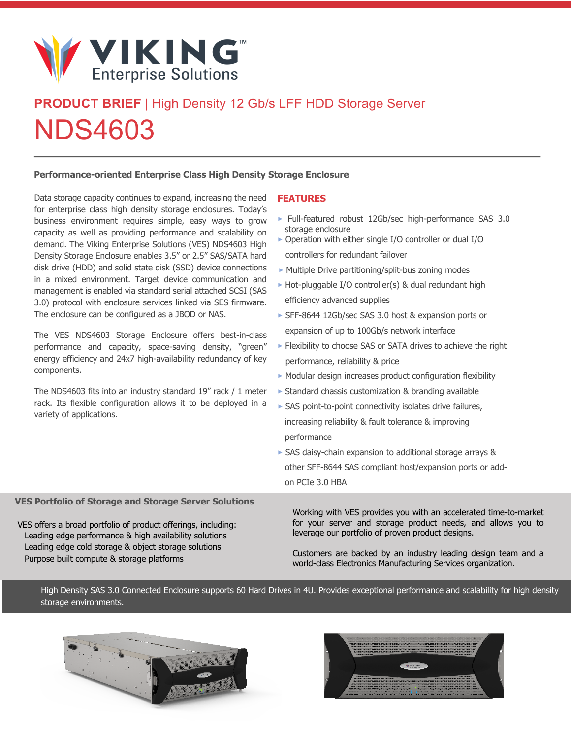VIKING™ Enterprise Solutions

**PRODUCT BRIEF** | High Density 12 Gb/s LFF HDD Storage Server

# NDS4603

### Performance-oriented Enterprise Class High Density Storage Enclosure

Data storage capacity continues to expand, increasing the need for enterprise class high density storage enclosures. Today's business environment requires simple, easy ways to grow capacity as well as providing performance and scalability on demand. The Viking Enterprise Solutions (VES) NDS4603 High Density Storage Enclosure enables 3.5" or 2.5" SAS/SATA hard disk drive (HDD) and solid state disk (SSD) device connections in a mixed environment. Target device communication and management is enabled via standard serial attached SCSI (SAS 3.0) protocol with enclosure services linked via SES firmware. The enclosure can be configured as a JBOD or NAS.

The VES NDS4603 Storage Enclosure offers best-in-class performance and capacity, space-saving density, "green" energy efficiency and 24x7 high-availability redundancy of key components.

The NDS4603 fits into an industry standard 19" rack / 1 meter rack. Its flexible configuration allows it to be deployed in a variety of applications.

## FEATURES

- Full-featured robust 12Gb/sec high-performance SAS 3.0 storage enclosure
- Operation with either single I/O controller or dual I/O controllers for redundant failover
- Multiple Drive partitioning/split-bus zoning modes
- Hot-pluggable I/O controller(s) & dual redundant high efficiency advanced supplies
- SFF-8644 12Gb/sec SAS 3.0 host & expansion ports or expansion of up to 100Gb/s network interface
- Flexibility to choose SAS or SATA drives to achieve the right performance, reliability & price
- Modular design increases product configuration flexibility
- Standard chassis customization & branding available
- SAS point-to-point connectivity isolates drive failures, increasing reliability & fault tolerance & improving performance
- SAS daisy-chain expansion to additional storage arrays & other SFF-8644 SAS compliant host/expansion ports or add-on PCIe 3.0 HBA

### VES Portfolio of Storage and Storage Server Solutions

VES offers a broad portfolio of product offerings, including:

- Leading edge performance & high availability solutions
- Leading edge cold storage & object storage solutions
- Purpose built compute & storage platforms

Working with VES provides you with an accelerated time-to-market for your server and storage product needs, and allows you to leverage our portfolio of proven product designs.

Customers are backed by an industry leading design team and a world-class Electronics Manufacturing Services organization.

High Density SAS 3.0 Connected Enclosure supports 60 Hard Drives in 4U. Provides exceptional performance and scalability for high density storage environments.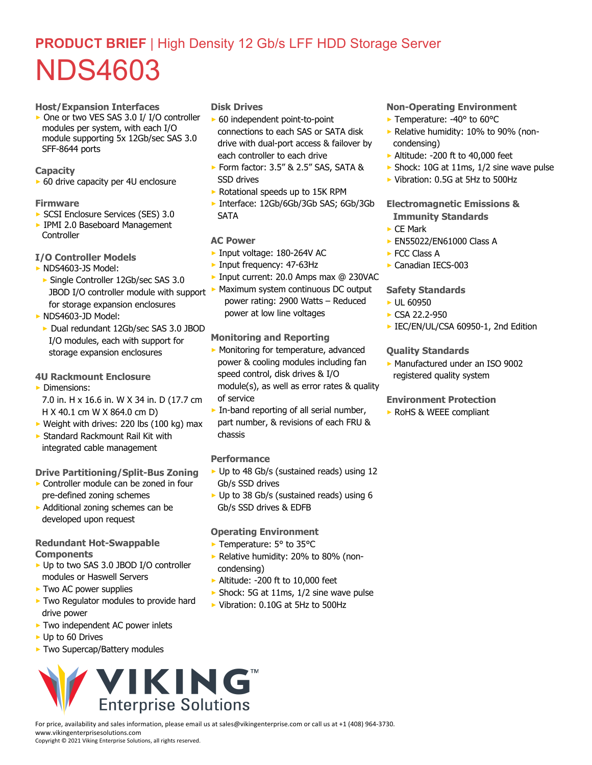**PRODUCT BRIEF** | High Density 12 Gb/s LFF HDD Storage Server

# NDS4603

### Host/Expansion Interfaces

- One or two VES SAS 3.0 I/ I/O controller modules per system, with each I/O module supporting 5x 12Gb/sec SAS 3.0 SFF-8644 ports

### Capacity

- 60 drive capacity per 4U enclosure

### Firmware

- SCSI Enclosure Services (SES) 3.0
- IPMI 2.0 Baseboard Management Controller

### I/O Controller Models

- NDS4603-JS Model:
  - Single Controller 12Gb/sec SAS 3.0 JBOD I/O controller module with support for storage expansion enclosures
- NDS4603-JD Model:
  - Dual redundant 12Gb/sec SAS 3.0 JBOD I/O modules, each with support for storage expansion enclosures

### 4U Rackmount Enclosure

- Dimensions:
  7.0 in. H x 16.6 in. W X 34 in. D (17.7 cm H X 40.1 cm W X 864.0 cm D)
- Weight with drives: 220 lbs (100 kg) max
- Standard Rackmount Rail Kit with integrated cable management

### Drive Partitioning/Split-Bus Zoning

- Controller module can be zoned in four pre-defined zoning schemes
- Additional zoning schemes can be developed upon request

### Redundant Hot-Swappable Components

- Up to two SAS 3.0 JBOD I/O controller modules or Haswell Servers
- Two AC power supplies
- Two Regulator modules to provide hard drive power
- Two independent AC power inlets
- Up to 60 Drives
- Two Supercap/Battery modules

### Disk Drives

- 60 independent point-to-point connections to each SAS or SATA disk drive with dual-port access & failover by each controller to each drive
- Form factor: 3.5" & 2.5" SAS, SATA & SSD drives
- Rotational speeds up to 15K RPM
- Interface: 12Gb/6Gb/3Gb SAS; 6Gb/3Gb SATA

### AC Power

- Input voltage: 180-264V AC
- Input frequency: 47-63Hz
- Input current: 20.0 Amps max @ 230VAC
- Maximum system continuous DC output power rating: 2900 Watts – Reduced power at low line voltages

### Monitoring and Reporting

- Monitoring for temperature, advanced power & cooling modules including fan speed control, disk drives & I/O module(s), as well as error rates & quality of service
- In-band reporting of all serial number, part number, & revisions of each FRU & chassis

### Performance

- Up to 48 Gb/s (sustained reads) using 12 Gb/s SSD drives
- Up to 38 Gb/s (sustained reads) using 6 Gb/s SSD drives & EDFB

### Operating Environment

- Temperature: 5° to 35°C
- Relative humidity: 20% to 80% (non-condensing)
- Altitude: -200 ft to 10,000 feet
- Shock: 5G at 11ms, 1/2 sine wave pulse
- Vibration: 0.10G at 5Hz to 500Hz

### Non-Operating Environment

- Temperature: -40° to 60°C
- Relative humidity: 10% to 90% (non-condensing)
- Altitude: -200 ft to 40,000 feet
- Shock: 10G at 11ms, 1/2 sine wave pulse
- Vibration: 0.5G at 5Hz to 500Hz

### Electromagnetic Emissions & Immunity Standards

- CE Mark
- EN55022/EN61000 Class A
- FCC Class A
- Canadian IECS-003

### Safety Standards

- UL 60950
- CSA 22.2-950
- IEC/EN/UL/CSA 60950-1, 2nd Edition

### Quality Standards

- Manufactured under an ISO 9002 registered quality system

### Environment Protection

- RoHS & WEEE compliant

VIKING™ Enterprise Solutions

For price, availability and sales information, please email us at sales@vikingenterprise.com or call us at +1 (408) 964-3730.
www.vikingenterprisesolutions.com
Copyright © 2021 Viking Enterprise Solutions, all rights reserved.